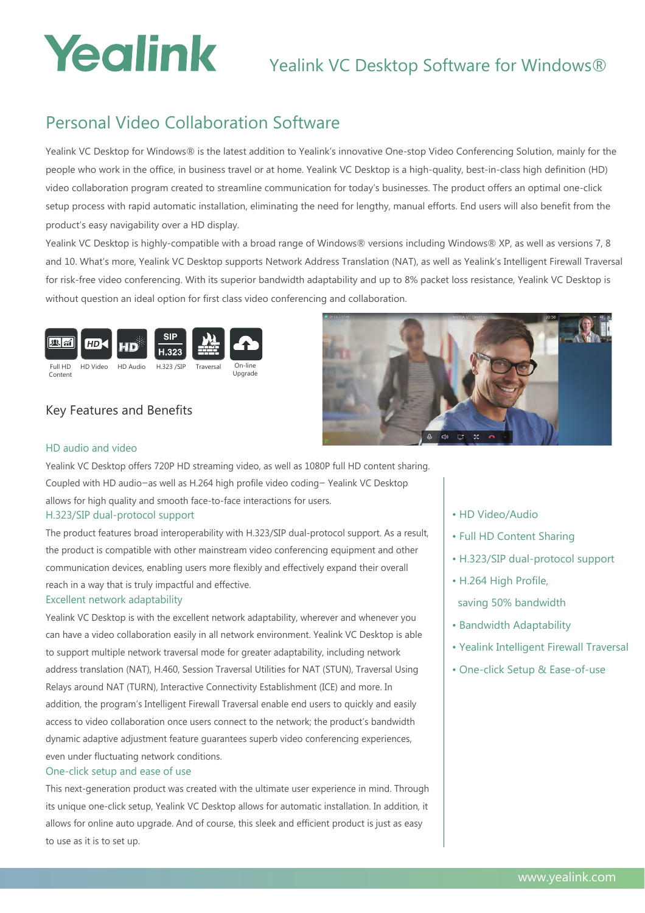# Yealink VC Desktop Software for Windows®

## Personal Video Collaboration Software

Yealink VC Desktop for Windows® is the latest addition to Yealink's innovative One-stop Video Conferencing Solution, mainly for the people who work in the office, in business travel or at home. Yealink VC Desktop is a high-quality, best-in-class high definition (HD) video collaboration program created to streamline communication for today's businesses. The product offers an optimal one-click setup process with rapid automatic installation, eliminating the need for lengthy, manual efforts. End users will also benefit from the product's easy navigability over a HD display.

Yealink VC Desktop is highly-compatible with a broad range of Windows® versions including Windows® XP, as well as versions 7, 8 and 10. What's more, Yealink VC Desktop supports Network Address Translation (NAT), as well as Yealink's Intelligent Firewall Traversal for risk-free video conferencing. With its superior bandwidth adaptability and up to 8% packet loss resistance, Yealink VC Desktop is without question an ideal option for first class video conferencing and collaboration.

Full HD Content | HD Video | HD Audio | H.323 /SIP | Traversal | On-line Upgrade

### Key Features and Benefits

#### HD audio and video

Yealink VC Desktop offers 720P HD streaming video, as well as 1080P full HD content sharing. Coupled with HD audio—as well as H.264 high profile video coding— Yealink VC Desktop allows for high quality and smooth face-to-face interactions for users.

#### H.323/SIP dual-protocol support

The product features broad interoperability with H.323/SIP dual-protocol support. As a result, the product is compatible with other mainstream video conferencing equipment and other communication devices, enabling users more flexibly and effectively expand their overall reach in a way that is truly impactful and effective.

#### Excellent network adaptability

Yealink VC Desktop is with the excellent network adaptability, wherever and whenever you can have a video collaboration easily in all network environment. Yealink VC Desktop is able to support multiple network traversal mode for greater adaptability, including network address translation (NAT), H.460, Session Traversal Utilities for NAT (STUN), Traversal Using Relays around NAT (TURN), Interactive Connectivity Establishment (ICE) and more. In addition, the program's Intelligent Firewall Traversal enable end users to quickly and easily access to video collaboration once users connect to the network; the product's bandwidth dynamic adaptive adjustment feature guarantees superb video conferencing experiences, even under fluctuating network conditions.

#### One-click setup and ease of use

This next-generation product was created with the ultimate user experience in mind. Through its unique one-click setup, Yealink VC Desktop allows for automatic installation. In addition, it allows for online auto upgrade. And of course, this sleek and efficient product is just as easy to use as it is to set up.

- HD Video/Audio
- Full HD Content Sharing
- H.323/SIP dual-protocol support
- H.264 High Profile, saving 50% bandwidth
- Bandwidth Adaptability
- Yealink Intelligent Firewall Traversal
- One-click Setup & Ease-of-use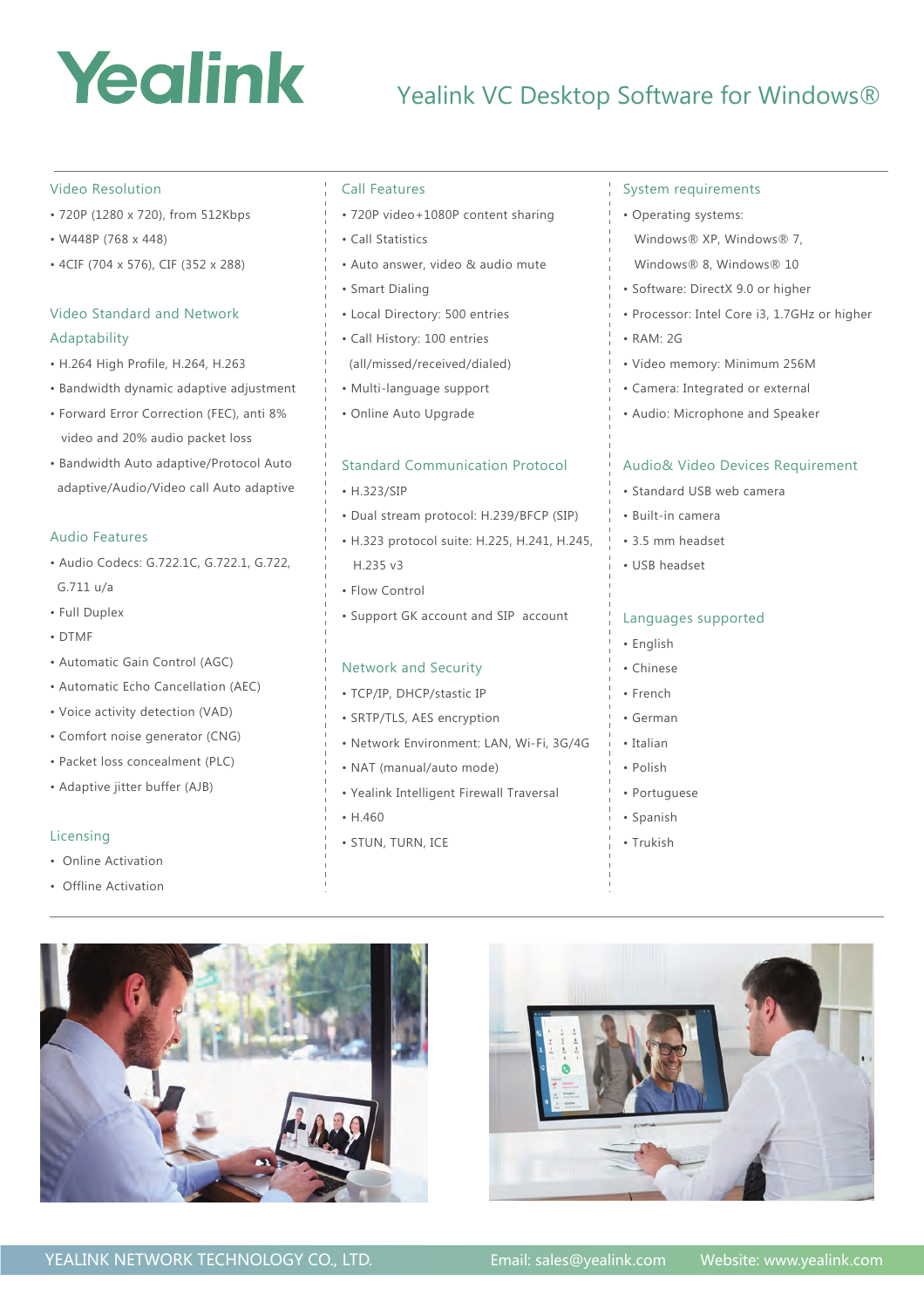# Yealink VC Desktop Software for Windows®

## Video Resolution

- 720P (1280 x 720), from 512Kbps
- W448P (768 x 448)
- 4CIF (704 x 576), CIF (352 x 288)

## Video Standard and Network Adaptability

- H.264 High Profile, H.264, H.263
- Bandwidth dynamic adaptive adjustment
- Forward Error Correction (FEC), anti 8% video and 20% audio packet loss
- Bandwidth Auto adaptive/Protocol Auto adaptive/Audio/Video call Auto adaptive

## Audio Features

- Audio Codecs: G.722.1C, G.722.1, G.722, G.711 u/a
- Full Duplex
- DTMF
- Automatic Gain Control (AGC)
- Automatic Echo Cancellation (AEC)
- Voice activity detection (VAD)
- Comfort noise generator (CNG)
- Packet loss concealment (PLC)
- Adaptive jitter buffer (AJB)

## Licensing

- Online Activation
- Offline Activation

## Call Features

- 720P video+1080P content sharing
- Call Statistics
- Auto answer, video & audio mute
- Smart Dialing
- Local Directory: 500 entries
- Call History: 100 entries (all/missed/received/dialed)
- Multi-language support
- Online Auto Upgrade

## Standard Communication Protocol

- H.323/SIP
- Dual stream protocol: H.239/BFCP (SIP)
- H.323 protocol suite: H.225, H.241, H.245, H.235 v3
- Flow Control
- Support GK account and SIP account

## Network and Security

- TCP/IP, DHCP/stastic IP
- SRTP/TLS, AES encryption
- Network Environment: LAN, Wi-Fi, 3G/4G
- NAT (manual/auto mode)
- Yealink Intelligent Firewall Traversal
- H.460
- STUN, TURN, ICE

## System requirements

- Operating systems: Windows® XP, Windows® 7, Windows® 8, Windows® 10
- Software: DirectX 9.0 or higher
- Processor: Intel Core i3, 1.7GHz or higher
- RAM: 2G
- Video memory: Minimum 256M
- Camera: Integrated or external
- Audio: Microphone and Speaker

## Audio& Video Devices Requirement

- Standard USB web camera
- Built-in camera
- 3.5 mm headset
- USB headset

## Languages supported

- English
- Chinese
- French
- German
- Italian
- Polish
- Portuguese
- Spanish
- Trukish

YEALINK NETWORK TECHNOLOGY CO., LTD.  Email: sales@yealink.com  Website: www.yealink.com